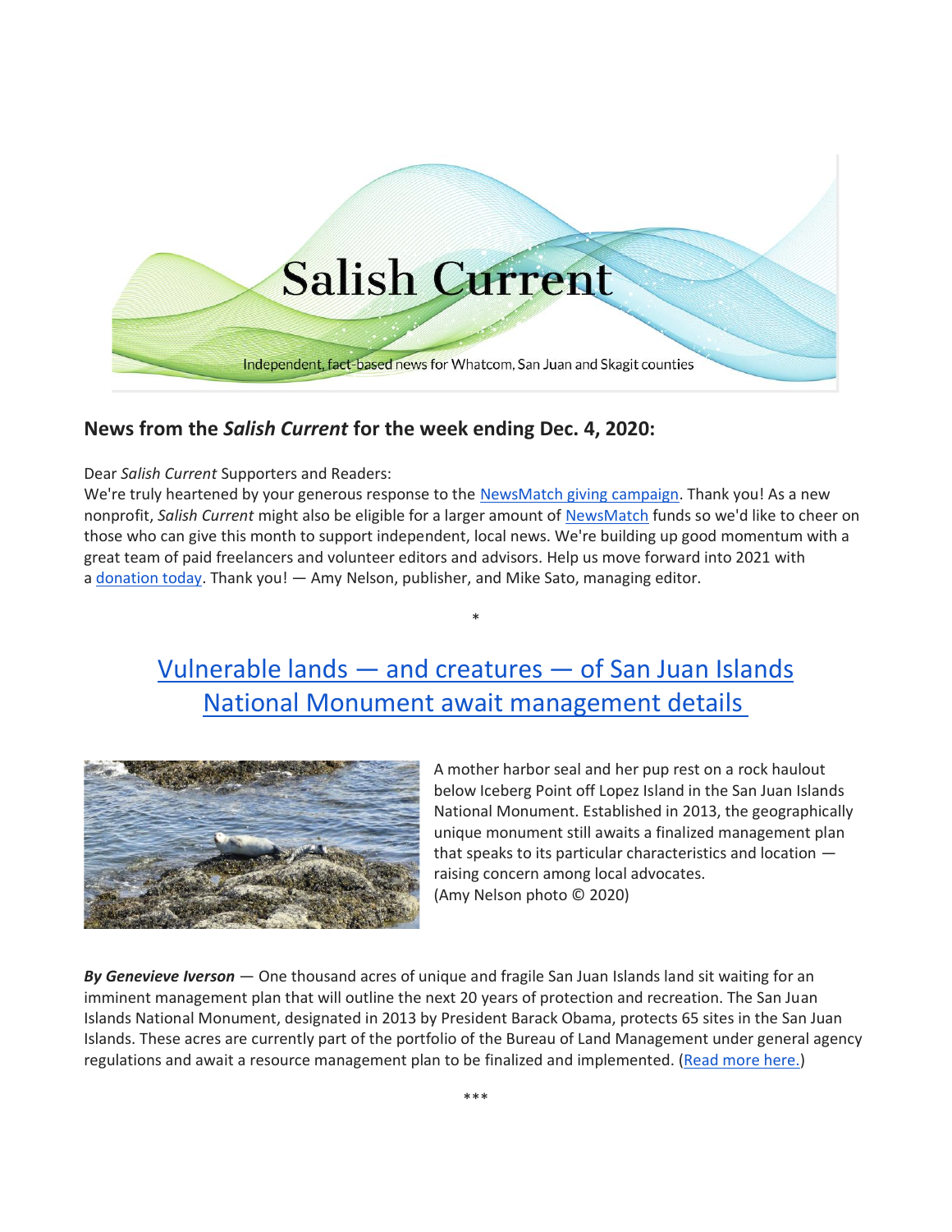# Salish Current

Independent, fact-based news for Whatcom, San Juan and Skagit counties

## News from the *Salish Current* for the week ending Dec. 4, 2020:

Dear *Salish Current* Supporters and Readers:
We're truly heartened by your generous response to the NewsMatch giving campaign. Thank you! As a new nonprofit, *Salish Current* might also be eligible for a larger amount of NewsMatch funds so we'd like to cheer on those who can give this month to support independent, local news. We're building up good momentum with a great team of paid freelancers and volunteer editors and advisors. Help us move forward into 2021 with a donation today. Thank you! — Amy Nelson, publisher, and Mike Sato, managing editor.

*

## Vulnerable lands — and creatures — of San Juan Islands National Monument await management details

A mother harbor seal and her pup rest on a rock haulout below Iceberg Point off Lopez Island in the San Juan Islands National Monument. Established in 2013, the geographically unique monument still awaits a finalized management plan that speaks to its particular characteristics and location — raising concern among local advocates.
(Amy Nelson photo © 2020)

***By Genevieve Iverson*** — One thousand acres of unique and fragile San Juan Islands land sit waiting for an imminent management plan that will outline the next 20 years of protection and recreation. The San Juan Islands National Monument, designated in 2013 by President Barack Obama, protects 65 sites in the San Juan Islands. These acres are currently part of the portfolio of the Bureau of Land Management under general agency regulations and await a resource management plan to be finalized and implemented. (Read more here.)

***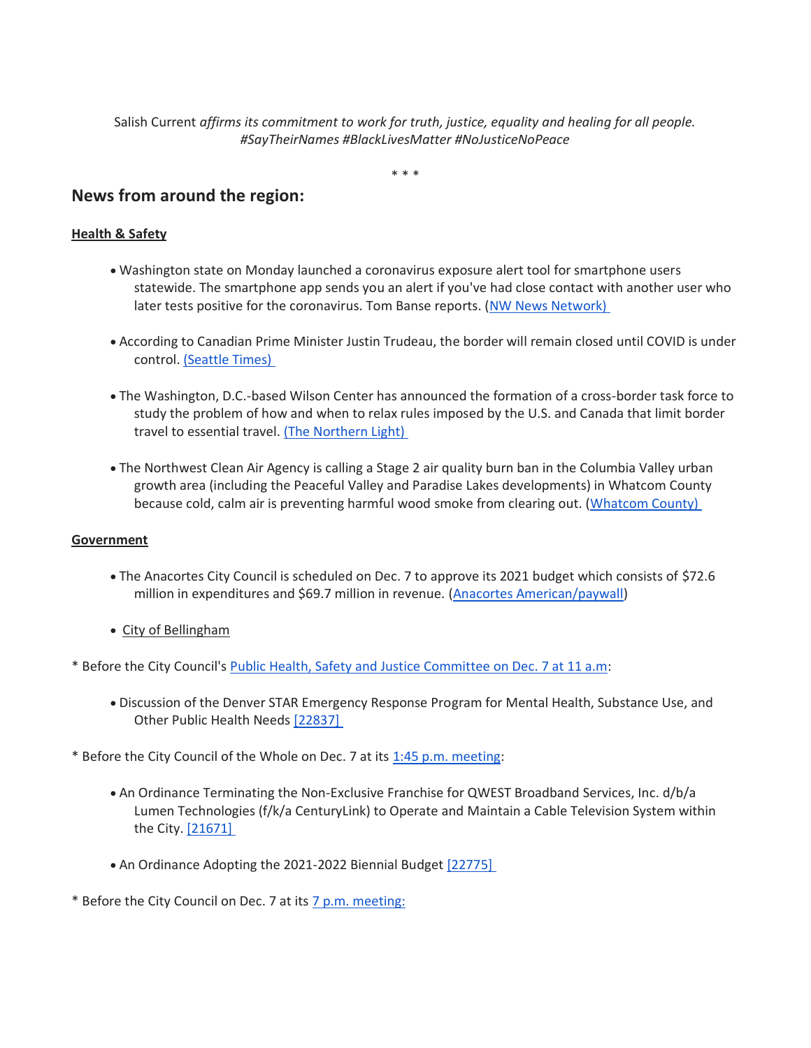Salish Current *affirms its commitment to work for truth, justice, equality and healing for all people. #SayTheirNames #BlackLivesMatter #NoJusticeNoPeace*

\* \* \*

## News from around the region:

**Health & Safety**

- Washington state on Monday launched a coronavirus exposure alert tool for smartphone users statewide. The smartphone app sends you an alert if you've had close contact with another user who later tests positive for the coronavirus. Tom Banse reports. (NW News Network)

- According to Canadian Prime Minister Justin Trudeau, the border will remain closed until COVID is under control. (Seattle Times)

- The Washington, D.C.-based Wilson Center has announced the formation of a cross-border task force to study the problem of how and when to relax rules imposed by the U.S. and Canada that limit border travel to essential travel. (The Northern Light)

- The Northwest Clean Air Agency is calling a Stage 2 air quality burn ban in the Columbia Valley urban growth area (including the Peaceful Valley and Paradise Lakes developments) in Whatcom County because cold, calm air is preventing harmful wood smoke from clearing out. (Whatcom County)

**Government**

- The Anacortes City Council is scheduled on Dec. 7 to approve its 2021 budget which consists of $72.6 million in expenditures and $69.7 million in revenue. (Anacortes American/paywall)

- City of Bellingham

\* Before the City Council's Public Health, Safety and Justice Committee on Dec. 7 at 11 a.m:

- Discussion of the Denver STAR Emergency Response Program for Mental Health, Substance Use, and Other Public Health Needs [22837]

\* Before the City Council of the Whole on Dec. 7 at its 1:45 p.m. meeting:

- An Ordinance Terminating the Non-Exclusive Franchise for QWEST Broadband Services, Inc. d/b/a Lumen Technologies (f/k/a CenturyLink) to Operate and Maintain a Cable Television System within the City. [21671]

- An Ordinance Adopting the 2021-2022 Biennial Budget [22775]

\* Before the City Council on Dec. 7 at its 7 p.m. meeting: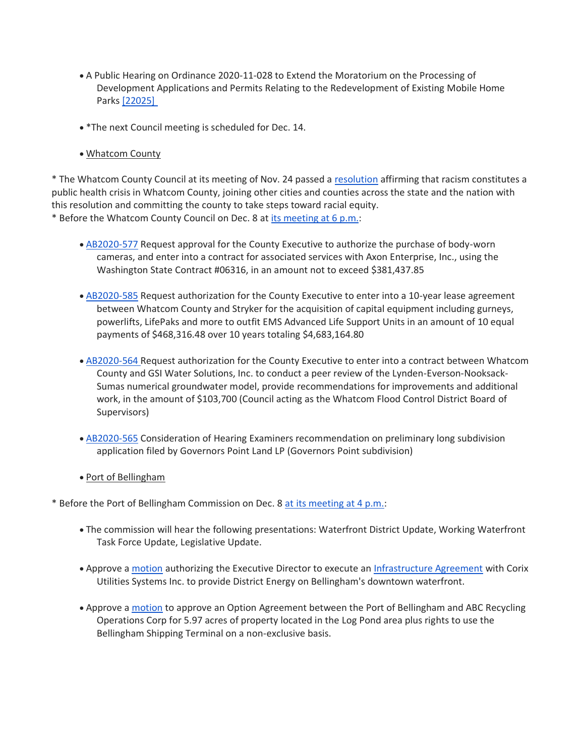- A Public Hearing on Ordinance 2020-11-028 to Extend the Moratorium on the Processing of Development Applications and Permits Relating to the Redevelopment of Existing Mobile Home Parks [22025]

- *The next Council meeting is scheduled for Dec. 14.

- Whatcom County

* The Whatcom County Council at its meeting of Nov. 24 passed a resolution affirming that racism constitutes a public health crisis in Whatcom County, joining other cities and counties across the state and the nation with this resolution and committing the county to take steps toward racial equity.
* Before the Whatcom County Council on Dec. 8 at its meeting at 6 p.m.:

- AB2020-577 Request approval for the County Executive to authorize the purchase of body-worn cameras, and enter into a contract for associated services with Axon Enterprise, Inc., using the Washington State Contract #06316, in an amount not to exceed $381,437.85

- AB2020-585 Request authorization for the County Executive to enter into a 10-year lease agreement between Whatcom County and Stryker for the acquisition of capital equipment including gurneys, powerlifts, LifePaks and more to outfit EMS Advanced Life Support Units in an amount of 10 equal payments of $468,316.48 over 10 years totaling $4,683,164.80

- AB2020-564 Request authorization for the County Executive to enter into a contract between Whatcom County and GSI Water Solutions, Inc. to conduct a peer review of the Lynden-Everson-Nooksack-Sumas numerical groundwater model, provide recommendations for improvements and additional work, in the amount of $103,700 (Council acting as the Whatcom Flood Control District Board of Supervisors)

- AB2020-565 Consideration of Hearing Examiners recommendation on preliminary long subdivision application filed by Governors Point Land LP (Governors Point subdivision)

- Port of Bellingham

* Before the Port of Bellingham Commission on Dec. 8 at its meeting at 4 p.m.:

- The commission will hear the following presentations: Waterfront District Update, Working Waterfront Task Force Update, Legislative Update.

- Approve a motion authorizing the Executive Director to execute an Infrastructure Agreement with Corix Utilities Systems Inc. to provide District Energy on Bellingham's downtown waterfront.

- Approve a motion to approve an Option Agreement between the Port of Bellingham and ABC Recycling Operations Corp for 5.97 acres of property located in the Log Pond area plus rights to use the Bellingham Shipping Terminal on a non-exclusive basis.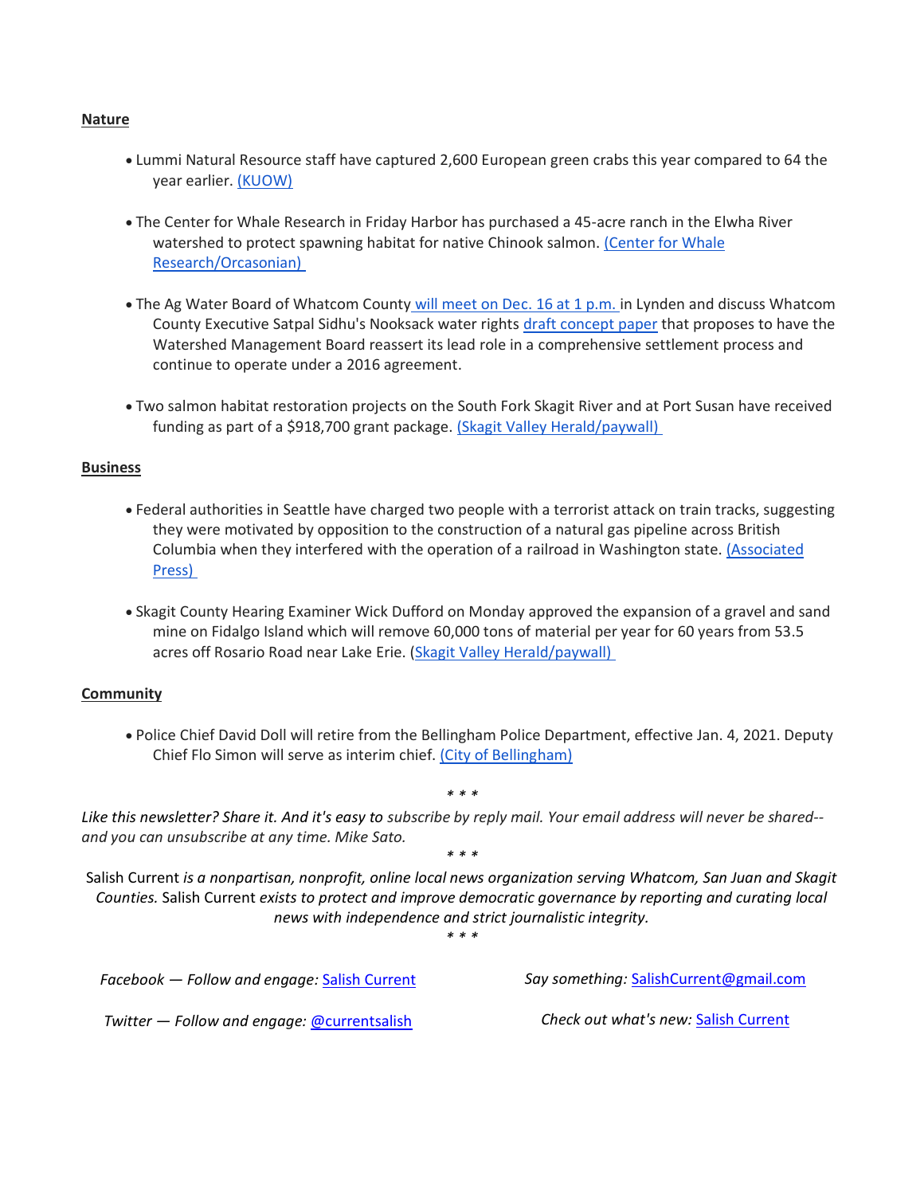**Nature**

- Lummi Natural Resource staff have captured 2,600 European green crabs this year compared to 64 the year earlier. (KUOW)
- The Center for Whale Research in Friday Harbor has purchased a 45-acre ranch in the Elwha River watershed to protect spawning habitat for native Chinook salmon. (Center for Whale Research/Orcasonian)
- The Ag Water Board of Whatcom County will meet on Dec. 16 at 1 p.m. in Lynden and discuss Whatcom County Executive Satpal Sidhu's Nooksack water rights draft concept paper that proposes to have the Watershed Management Board reassert its lead role in a comprehensive settlement process and continue to operate under a 2016 agreement.
- Two salmon habitat restoration projects on the South Fork Skagit River and at Port Susan have received funding as part of a $918,700 grant package. (Skagit Valley Herald/paywall)

**Business**

- Federal authorities in Seattle have charged two people with a terrorist attack on train tracks, suggesting they were motivated by opposition to the construction of a natural gas pipeline across British Columbia when they interfered with the operation of a railroad in Washington state. (Associated Press)
- Skagit County Hearing Examiner Wick Dufford on Monday approved the expansion of a gravel and sand mine on Fidalgo Island which will remove 60,000 tons of material per year for 60 years from 53.5 acres off Rosario Road near Lake Erie. (Skagit Valley Herald/paywall)

**Community**

- Police Chief David Doll will retire from the Bellingham Police Department, effective Jan. 4, 2021. Deputy Chief Flo Simon will serve as interim chief. (City of Bellingham)

\* \* \*

*Like this newsletter? Share it. And it's easy to* subscribe *by reply mail. Your email address will never be shared--and you can unsubscribe at any time. Mike Sato.*

\* \* \*

Salish Current *is a nonpartisan, nonprofit, online local news organization serving Whatcom, San Juan and Skagit Counties.* Salish Current *exists to protect and improve democratic governance by reporting and curating local news with independence and strict journalistic integrity.*

\* \* \*

*Facebook — Follow and engage:* Salish Current

*Twitter — Follow and engage:* @currentsalish

*Say something:* SalishCurrent@gmail.com

*Check out what's new:* Salish Current